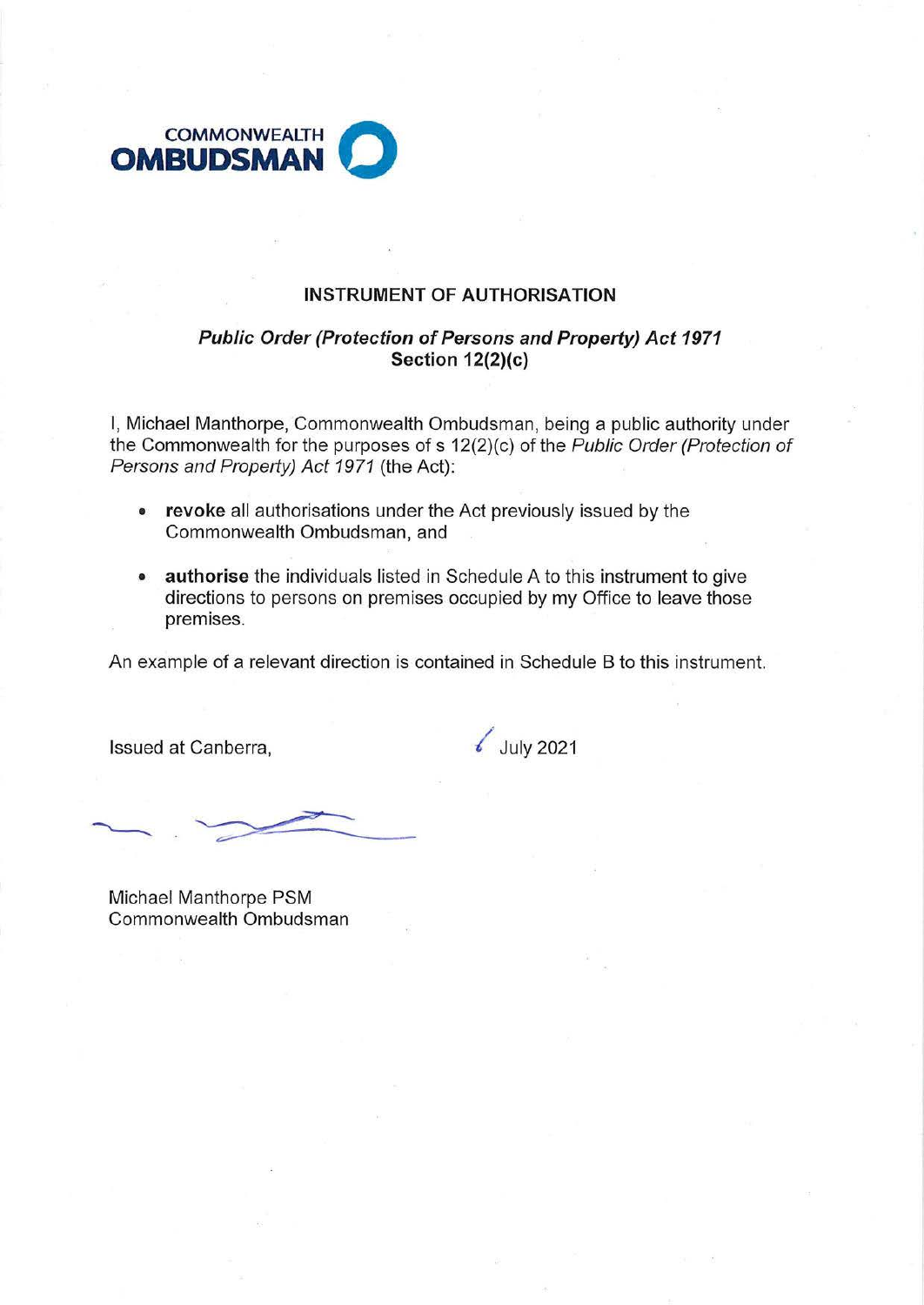COMMONWEALTH
**OMBUDSMAN**

**INSTRUMENT OF AUTHORISATION**

***Public Order (Protection of Persons and Property) Act 1971***
**Section 12(2)(c)**

I, Michael Manthorpe, Commonwealth Ombudsman, being a public authority under the Commonwealth for the purposes of s 12(2)(c) of the *Public Order (Protection of Persons and Property) Act 1971* (the Act):

- **revoke** all authorisations under the Act previously issued by the Commonwealth Ombudsman, and
- **authorise** the individuals listed in Schedule A to this instrument to give directions to persons on premises occupied by my Office to leave those premises.

An example of a relevant direction is contained in Schedule B to this instrument.

Issued at Canberra, 6 July 2021

Michael Manthorpe PSM
Commonwealth Ombudsman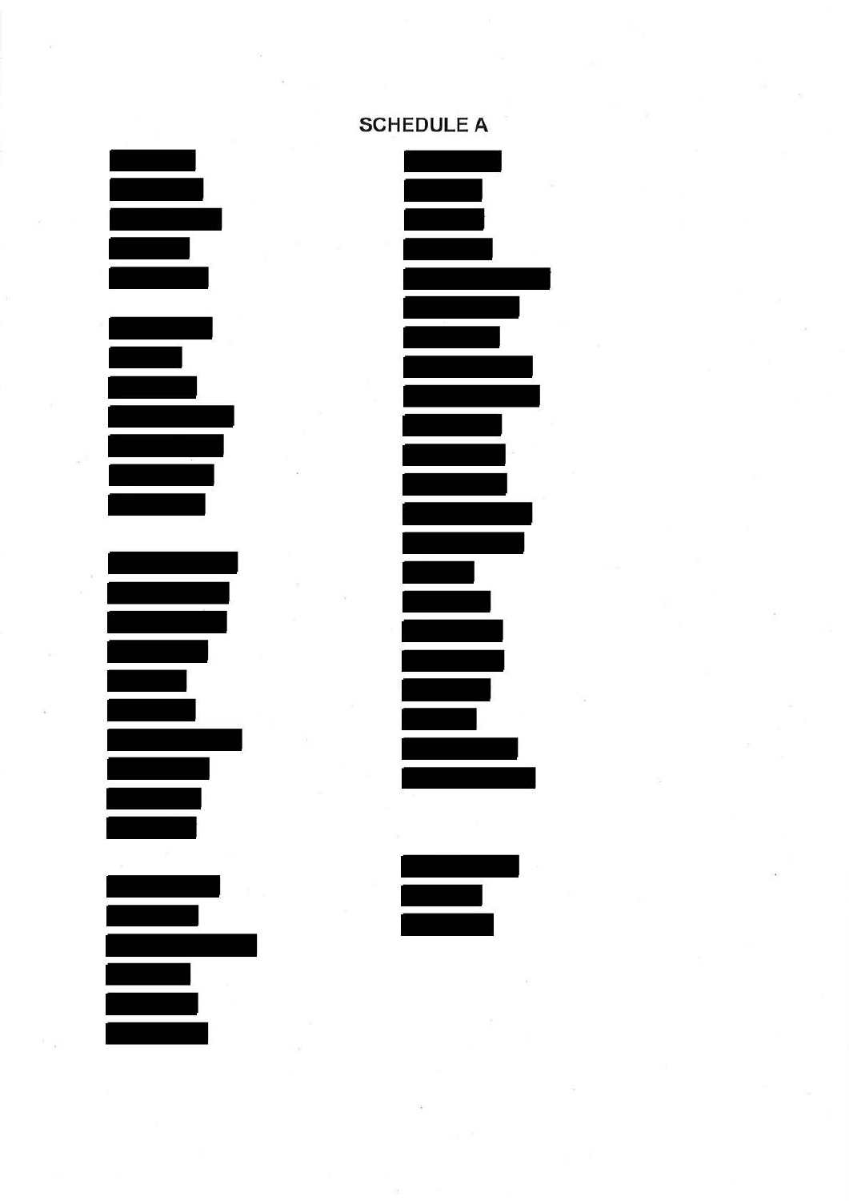# SCHEDULE A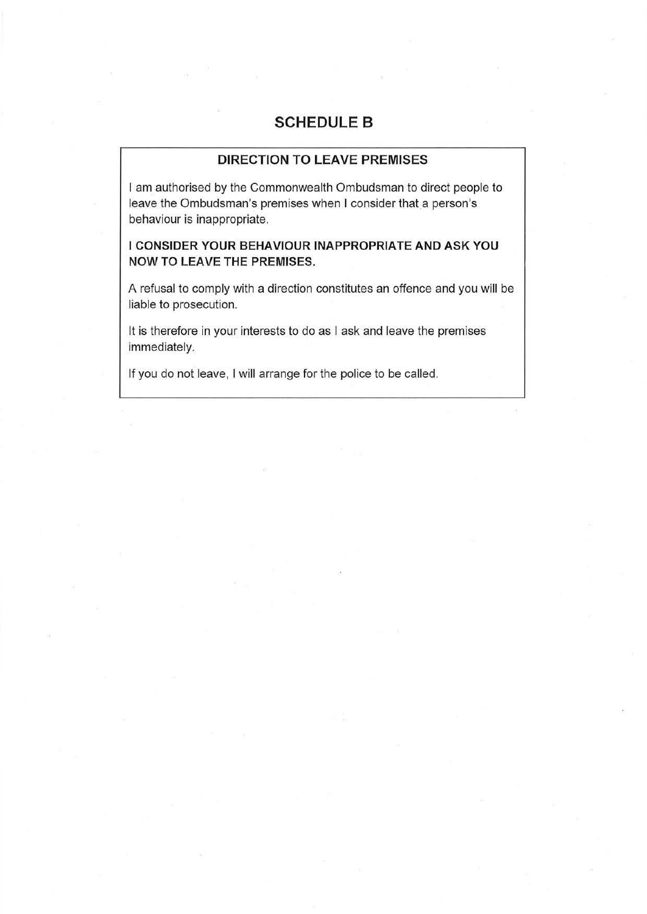## SCHEDULE B

### DIRECTION TO LEAVE PREMISES

I am authorised by the Commonwealth Ombudsman to direct people to leave the Ombudsman's premises when I consider that a person's behaviour is inappropriate.

**I CONSIDER YOUR BEHAVIOUR INAPPROPRIATE AND ASK YOU NOW TO LEAVE THE PREMISES.**

A refusal to comply with a direction constitutes an offence and you will be liable to prosecution.

It is therefore in your interests to do as I ask and leave the premises immediately.

If you do not leave, I will arrange for the police to be called.